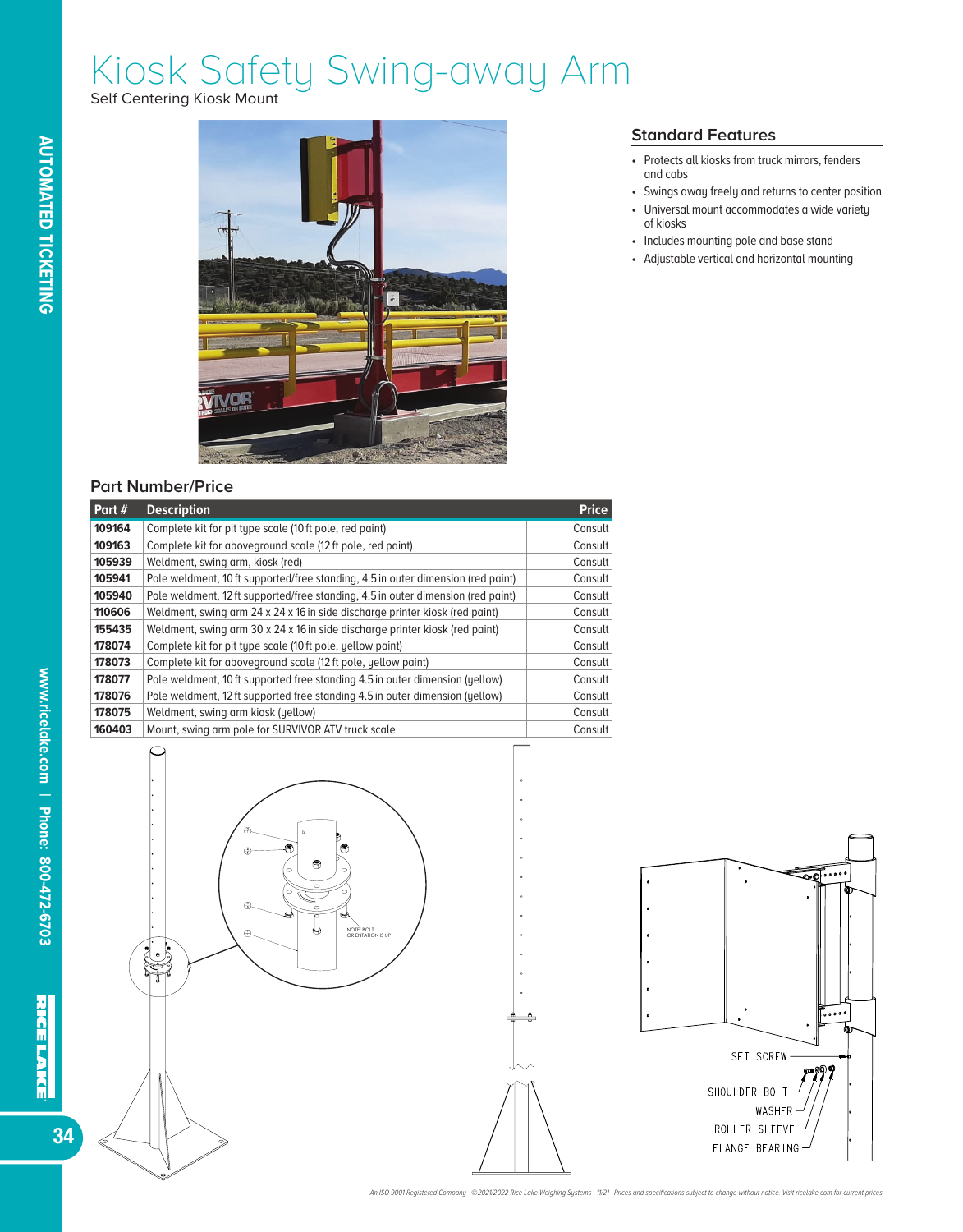# Kiosk Safety Swing-away Arm

Self Centering Kiosk Mount

## Standard Features

- Protects all kiosks from truck mirrors, fenders and cabs
- Swings away freely and returns to center position
- Universal mount accommodates a wide variety of kiosks
- Includes mounting pole and base stand
- Adjustable vertical and horizontal mounting

## Part Number/Price

| Part # | Description | Price |
|---|---|---|
| **109164** | Complete kit for pit type scale (10 ft pole, red paint) | Consult |
| **109163** | Complete kit for aboveground scale (12 ft pole, red paint) | Consult |
| **105939** | Weldment, swing arm, kiosk (red) | Consult |
| **105941** | Pole weldment, 10 ft supported/free standing, 4.5 in outer dimension (red paint) | Consult |
| **105940** | Pole weldment, 12 ft supported/free standing, 4.5 in outer dimension (red paint) | Consult |
| **110606** | Weldment, swing arm 24 x 24 x 16 in side discharge printer kiosk (red paint) | Consult |
| **155435** | Weldment, swing arm 30 x 24 x 16 in side discharge printer kiosk (red paint) | Consult |
| **178074** | Complete kit for pit type scale (10 ft pole, yellow paint) | Consult |
| **178073** | Complete kit for aboveground scale (12 ft pole, yellow paint) | Consult |
| **178077** | Pole weldment, 10 ft supported free standing 4.5 in outer dimension (yellow) | Consult |
| **178076** | Pole weldment, 12 ft supported free standing 4.5 in outer dimension (yellow) | Consult |
| **178075** | Weldment, swing arm kiosk (yellow) | Consult |
| **160403** | Mount, swing arm pole for SURVIVOR ATV truck scale | Consult |

NOTE: BOLT ORIENTATION IS UP

SET SCREW
SHOULDER BOLT
WASHER
ROLLER SLEEVE
FLANGE BEARING

*An ISO 9001 Registered Company ©2021/2022 Rice Lake Weighing Systems 11/21 Prices and specifications subject to change without notice. Visit ricelake.com for current prices.*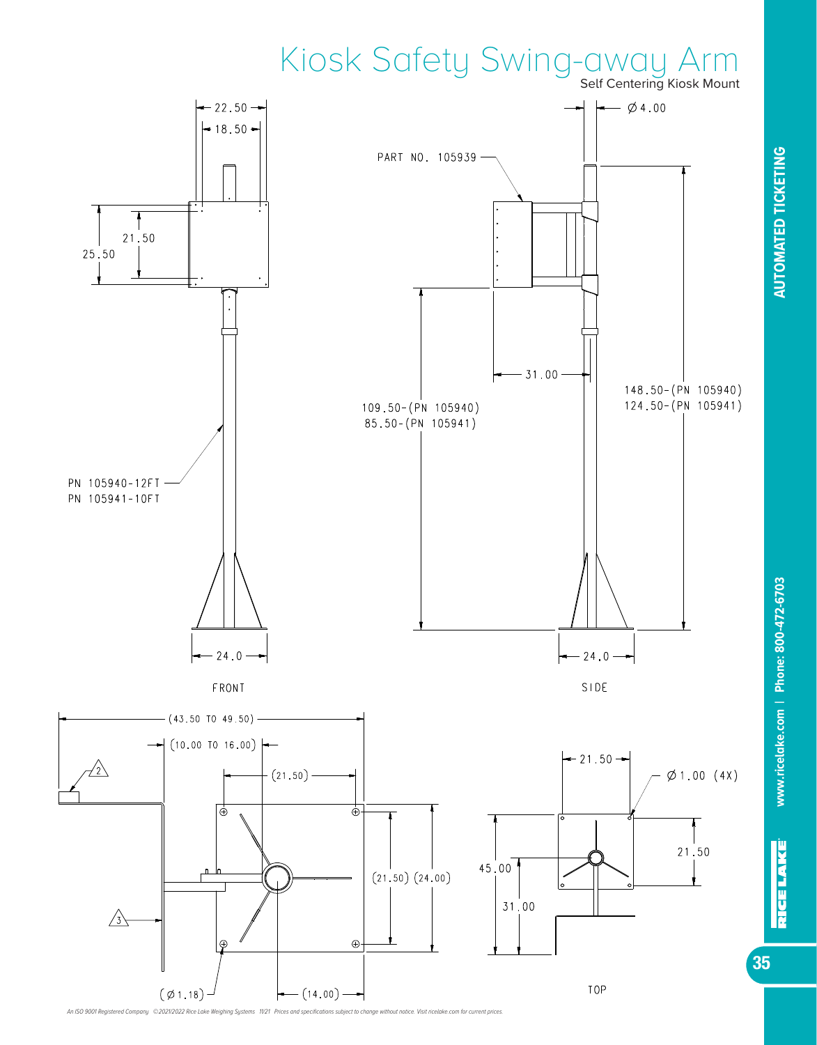# Kiosk Safety Swing-away Arm

Self Centering Kiosk Mount

22.50

18.50

21.50

25.50

PN 105940-12FT
PN 105941-10FT

24.0

FRONT

Ø 4.00

PART NO. 105939

31.00

109.50-(PN 105940)
85.50-(PN 105941)

148.50-(PN 105940)
124.50-(PN 105941)

24.0

SIDE

(43.50 TO 49.50)

(10.00 TO 16.00)

2

(21.50)

(21.50) (24.00)

3

(Ø 1.18)

(14.00)

21.50

Ø 1.00 (4X)

21.50

45.00

31.00

TOP

AUTOMATED TICKETING

www.ricelake.com | Phone: 800-472-6703

*An ISO 9001 Registered Company ©2021/2022 Rice Lake Weighing Systems 11/21 Prices and specifications subject to change without notice. Visit ricelake.com for current prices.*